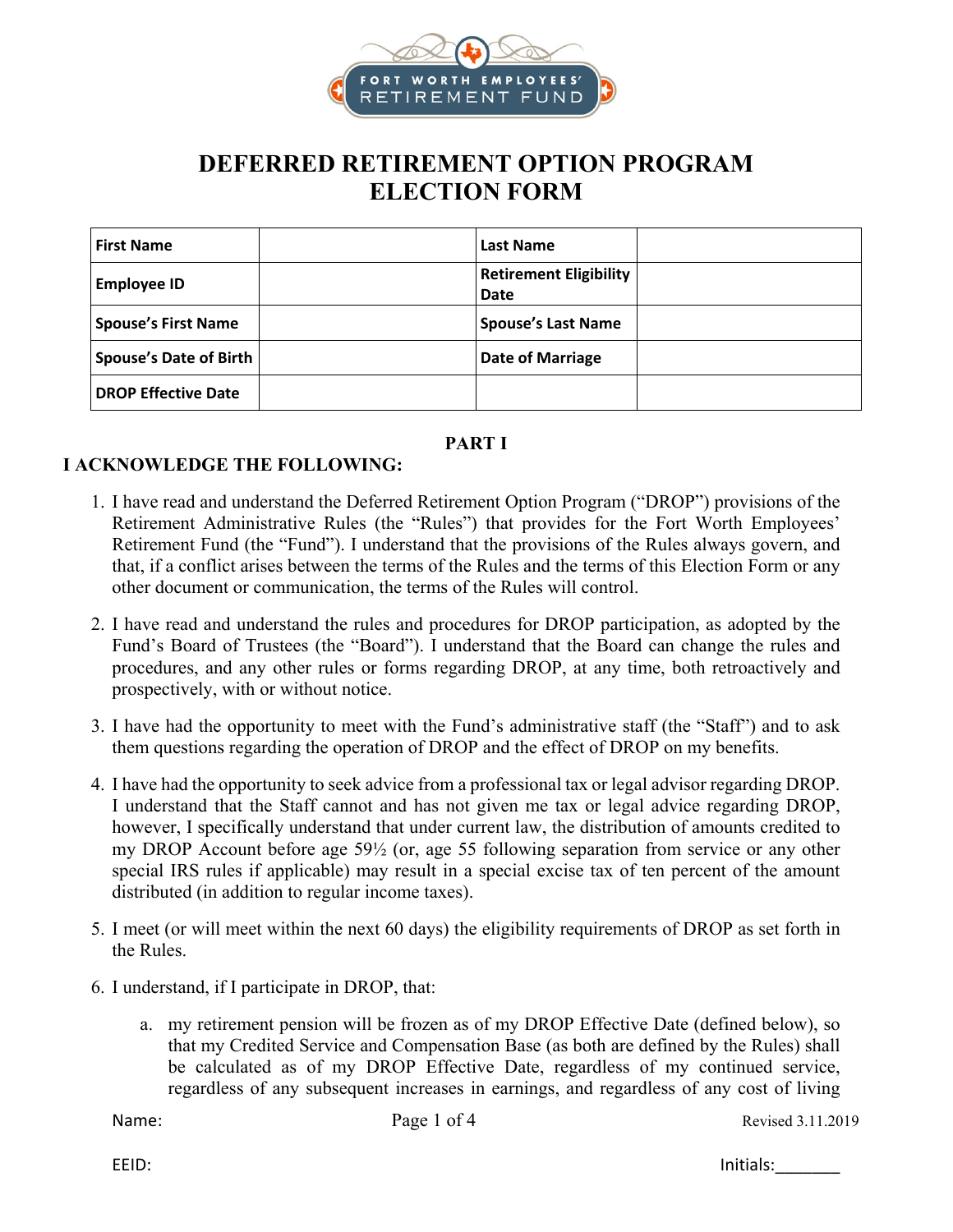FORT WORTH EMPLOYEES' RETIREMENT FUND

# DEFERRED RETIREMENT OPTION PROGRAM ELECTION FORM

| First Name | | Last Name | |
|---|---|---|---|
| Employee ID | | Retirement Eligibility Date | |
| Spouse's First Name | | Spouse's Last Name | |
| Spouse's Date of Birth | | Date of Marriage | |
| DROP Effective Date | | | |

## PART I

**I ACKNOWLEDGE THE FOLLOWING:**

1. I have read and understand the Deferred Retirement Option Program ("DROP") provisions of the Retirement Administrative Rules (the "Rules") that provides for the Fort Worth Employees' Retirement Fund (the "Fund"). I understand that the provisions of the Rules always govern, and that, if a conflict arises between the terms of the Rules and the terms of this Election Form or any other document or communication, the terms of the Rules will control.

2. I have read and understand the rules and procedures for DROP participation, as adopted by the Fund's Board of Trustees (the "Board"). I understand that the Board can change the rules and procedures, and any other rules or forms regarding DROP, at any time, both retroactively and prospectively, with or without notice.

3. I have had the opportunity to meet with the Fund's administrative staff (the "Staff") and to ask them questions regarding the operation of DROP and the effect of DROP on my benefits.

4. I have had the opportunity to seek advice from a professional tax or legal advisor regarding DROP. I understand that the Staff cannot and has not given me tax or legal advice regarding DROP, however, I specifically understand that under current law, the distribution of amounts credited to my DROP Account before age 59½ (or, age 55 following separation from service or any other special IRS rules if applicable) may result in a special excise tax of ten percent of the amount distributed (in addition to regular income taxes).

5. I meet (or will meet within the next 60 days) the eligibility requirements of DROP as set forth in the Rules.

6. I understand, if I participate in DROP, that:

   a. my retirement pension will be frozen as of my DROP Effective Date (defined below), so that my Credited Service and Compensation Base (as both are defined by the Rules) shall be calculated as of my DROP Effective Date, regardless of my continued service, regardless of any subsequent increases in earnings, and regardless of any cost of living

Name:

EEID:

Initials:_______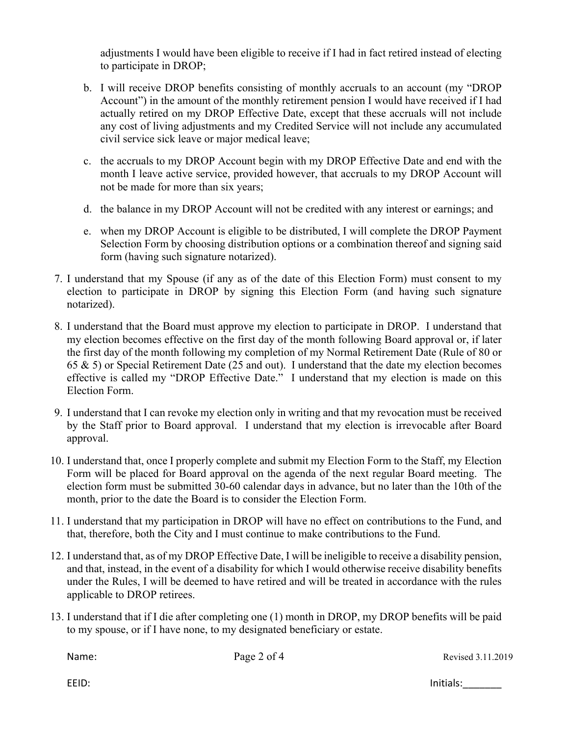adjustments I would have been eligible to receive if I had in fact retired instead of electing to participate in DROP;

b. I will receive DROP benefits consisting of monthly accruals to an account (my "DROP Account") in the amount of the monthly retirement pension I would have received if I had actually retired on my DROP Effective Date, except that these accruals will not include any cost of living adjustments and my Credited Service will not include any accumulated civil service sick leave or major medical leave;

c. the accruals to my DROP Account begin with my DROP Effective Date and end with the month I leave active service, provided however, that accruals to my DROP Account will not be made for more than six years;

d. the balance in my DROP Account will not be credited with any interest or earnings; and

e. when my DROP Account is eligible to be distributed, I will complete the DROP Payment Selection Form by choosing distribution options or a combination thereof and signing said form (having such signature notarized).

7. I understand that my Spouse (if any as of the date of this Election Form) must consent to my election to participate in DROP by signing this Election Form (and having such signature notarized).

8. I understand that the Board must approve my election to participate in DROP. I understand that my election becomes effective on the first day of the month following Board approval or, if later the first day of the month following my completion of my Normal Retirement Date (Rule of 80 or 65 & 5) or Special Retirement Date (25 and out). I understand that the date my election becomes effective is called my "DROP Effective Date." I understand that my election is made on this Election Form.

9. I understand that I can revoke my election only in writing and that my revocation must be received by the Staff prior to Board approval. I understand that my election is irrevocable after Board approval.

10. I understand that, once I properly complete and submit my Election Form to the Staff, my Election Form will be placed for Board approval on the agenda of the next regular Board meeting. The election form must be submitted 30-60 calendar days in advance, but no later than the 10th of the month, prior to the date the Board is to consider the Election Form.

11. I understand that my participation in DROP will have no effect on contributions to the Fund, and that, therefore, both the City and I must continue to make contributions to the Fund.

12. I understand that, as of my DROP Effective Date, I will be ineligible to receive a disability pension, and that, instead, in the event of a disability for which I would otherwise receive disability benefits under the Rules, I will be deemed to have retired and will be treated in accordance with the rules applicable to DROP retirees.

13. I understand that if I die after completing one (1) month in DROP, my DROP benefits will be paid to my spouse, or if I have none, to my designated beneficiary or estate.

Name: Revised 3.11.2019

EEID: Initials:_______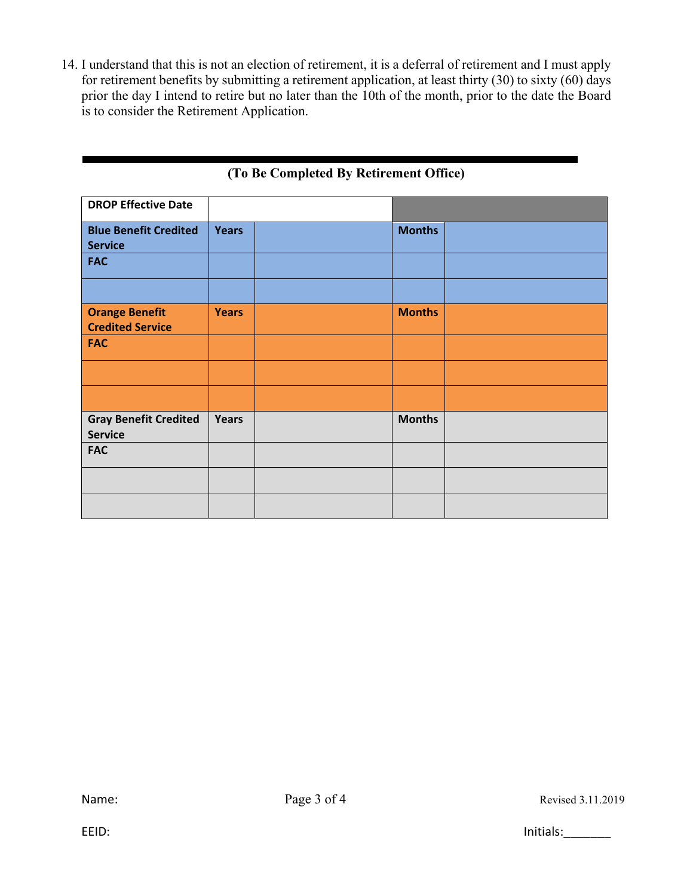14. I understand that this is not an election of retirement, it is a deferral of retirement and I must apply for retirement benefits by submitting a retirement application, at least thirty (30) to sixty (60) days prior the day I intend to retire but no later than the 10th of the month, prior to the date the Board is to consider the Retirement Application.

---

**(To Be Completed By Retirement Office)**

| **DROP Effective Date** | | | | |
|---|---|---|---|---|
| **Blue Benefit Credited Service** | **Years** | | **Months** | |
| **FAC** | | | | |
| | | | | |
| **Orange Benefit Credited Service** | **Years** | | **Months** | |
| **FAC** | | | | |
| | | | | |
| | | | | |
| **Gray Benefit Credited Service** | **Years** | | **Months** | |
| **FAC** | | | | |
| | | | | |
| | | | | |

Name:

EEID:

Initials:_______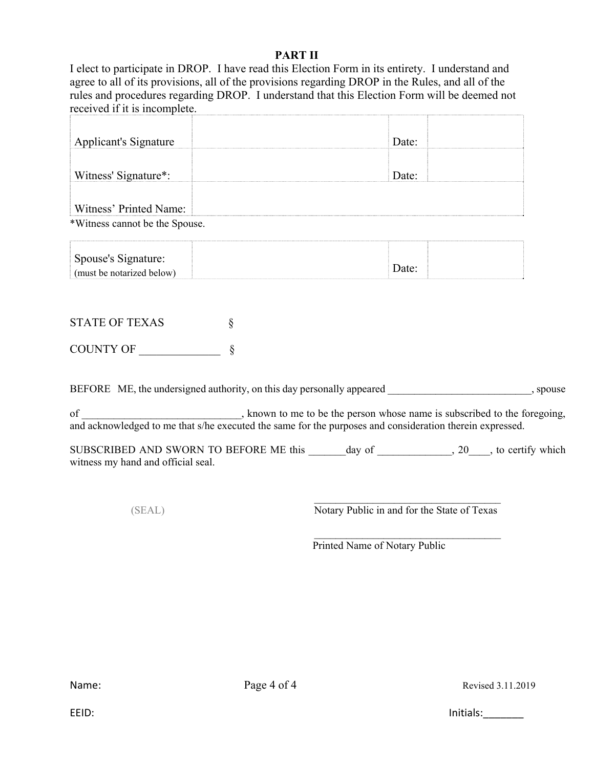## PART II

I elect to participate in DROP. I have read this Election Form in its entirety. I understand and agree to all of its provisions, all of the provisions regarding DROP in the Rules, and all of the rules and procedures regarding DROP. I understand that this Election Form will be deemed not received if it is incomplete.

| | | | |
|---|---|---|---|
| Applicant's Signature | | Date: | |
| Witness' Signature*: | | Date: | |
| Witness' Printed Name: | | | |

*Witness cannot be the Spouse.

| | | | |
|---|---|---|---|
| Spouse's Signature: (must be notarized below) | | Date: | |

STATE OF TEXAS §

COUNTY OF ______________ §

BEFORE ME, the undersigned authority, on this day personally appeared ___________________________, spouse of ______________________________, known to me to be the person whose name is subscribed to the foregoing, and acknowledged to me that s/he executed the same for the purposes and consideration therein expressed.

SUBSCRIBED AND SWORN TO BEFORE ME this _______day of ______________, 20____, to certify which witness my hand and official seal.

(SEAL)

_____________________________________
Notary Public in and for the State of Texas

_____________________________________
Printed Name of Notary Public

Name:

Revised 3.11.2019

EEID:

Initials:_______